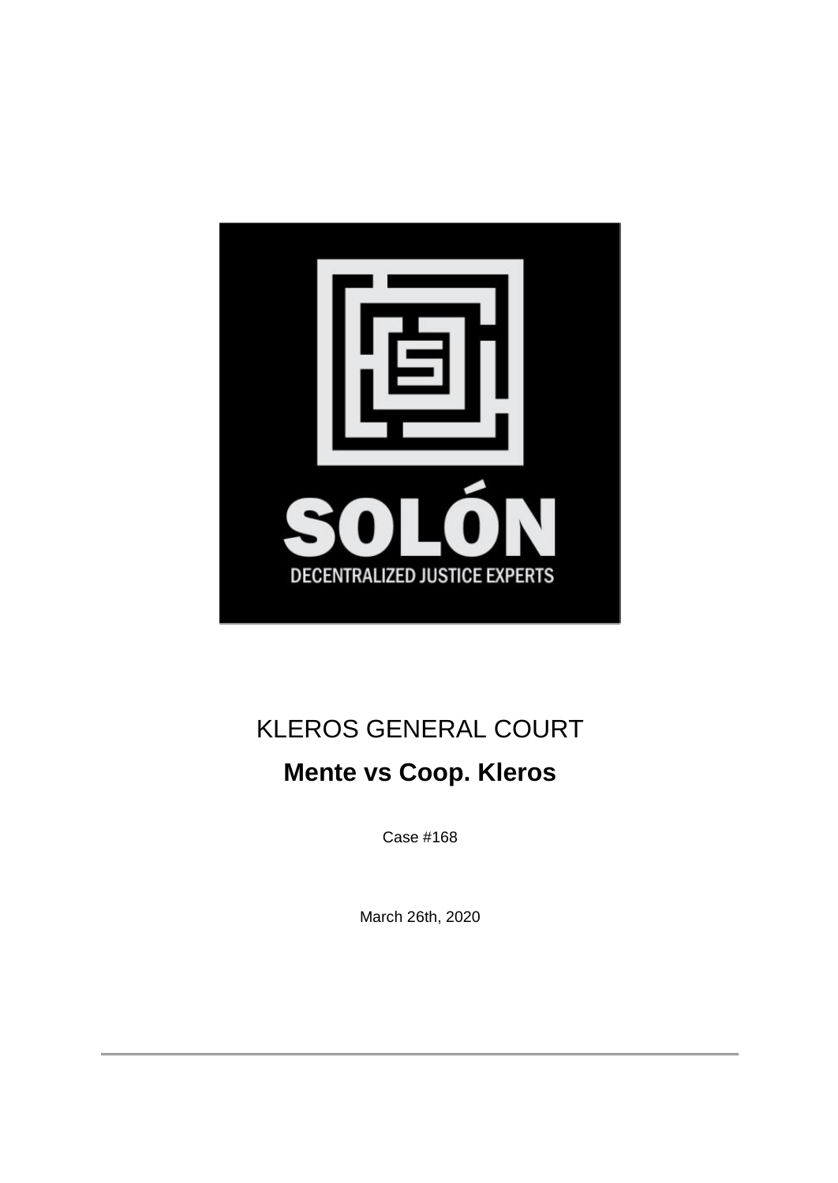SOLÓN

DECENTRALIZED JUSTICE EXPERTS

KLEROS GENERAL COURT

# Mente vs Coop. Kleros

Case #168

March 26th, 2020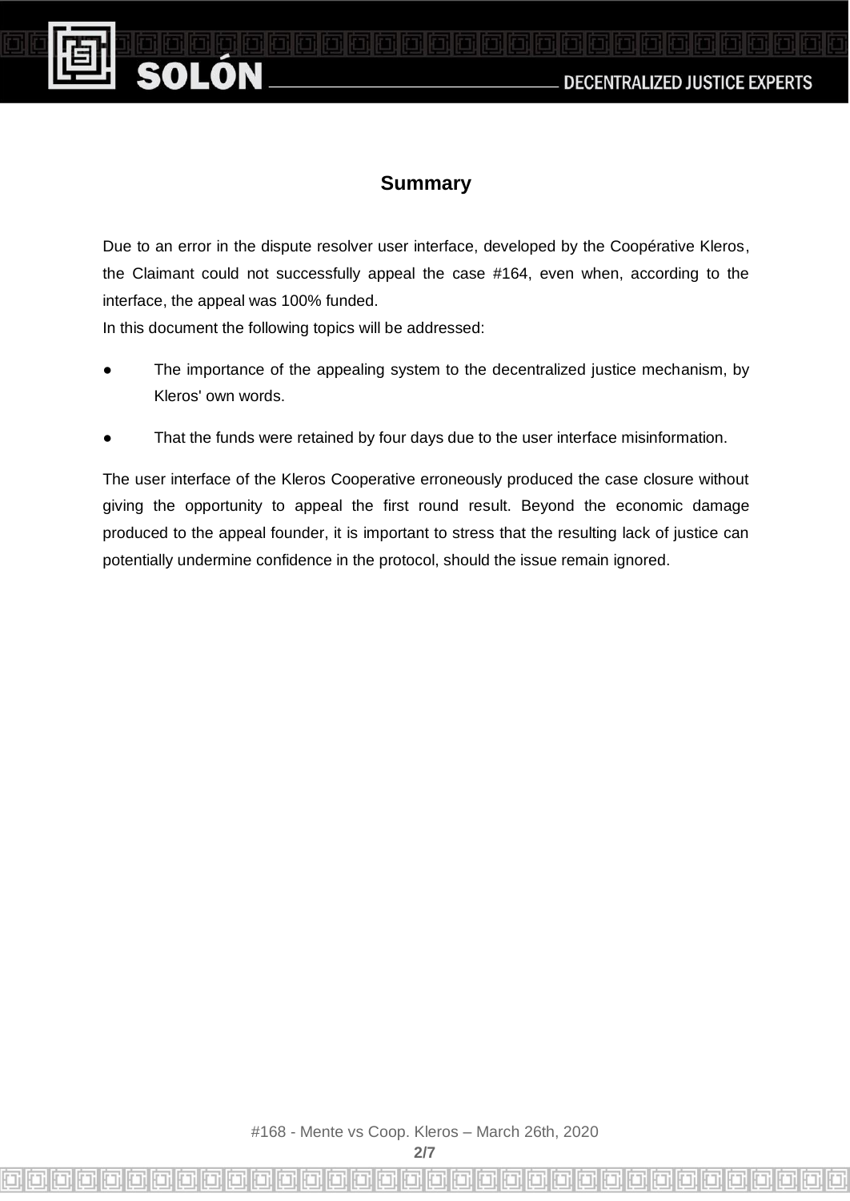## Summary

Due to an error in the dispute resolver user interface, developed by the Coopérative Kleros, the Claimant could not successfully appeal the case #164, even when, according to the interface, the appeal was 100% funded.

In this document the following topics will be addressed:

- The importance of the appealing system to the decentralized justice mechanism, by Kleros' own words.
- That the funds were retained by four days due to the user interface misinformation.

The user interface of the Kleros Cooperative erroneously produced the case closure without giving the opportunity to appeal the first round result. Beyond the economic damage produced to the appeal founder, it is important to stress that the resulting lack of justice can potentially undermine confidence in the protocol, should the issue remain ignored.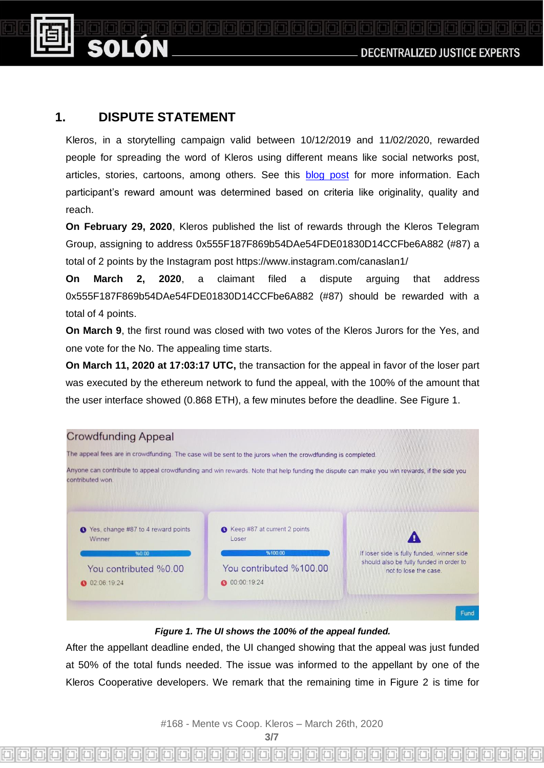## 1. DISPUTE STATEMENT

Kleros, in a storytelling campaign valid between 10/12/2019 and 11/02/2020, rewarded people for spreading the word of Kleros using different means like social networks post, articles, stories, cartoons, among others. See this blog post for more information. Each participant's reward amount was determined based on criteria like originality, quality and reach.

**On February 29, 2020**, Kleros published the list of rewards through the Kleros Telegram Group, assigning to address 0x555F187F869b54DAe54FDE01830D14CCFbe6A882 (#87) a total of 2 points by the Instagram post https://www.instagram.com/canaslan1/

**On March 2, 2020**, a claimant filed a dispute arguing that address 0x555F187F869b54DAe54FDE01830D14CCFbe6A882 (#87) should be rewarded with a total of 4 points.

**On March 9**, the first round was closed with two votes of the Kleros Jurors for the Yes, and one vote for the No. The appealing time starts.

**On March 11, 2020 at 17:03:17 UTC,** the transaction for the appeal in favor of the loser part was executed by the ethereum network to fund the appeal, with the 100% of the amount that the user interface showed (0.868 ETH), a few minutes before the deadline. See Figure 1.

***Figure 1. The UI shows the 100% of the appeal funded.***

After the appellant deadline ended, the UI changed showing that the appeal was just funded at 50% of the total funds needed. The issue was informed to the appellant by one of the Kleros Cooperative developers. We remark that the remaining time in Figure 2 is time for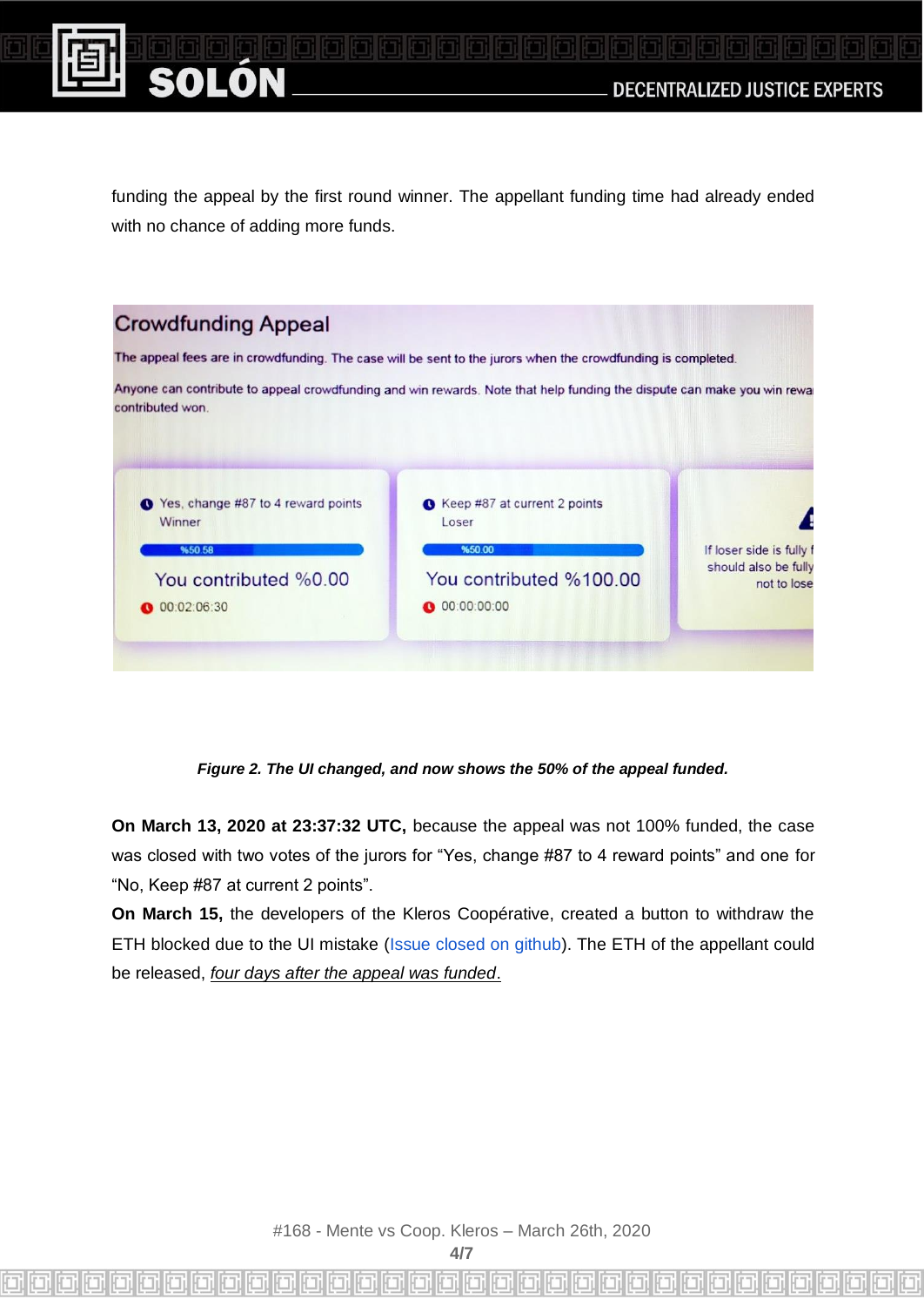funding the appeal by the first round winner. The appellant funding time had already ended with no chance of adding more funds.

***Figure 2. The UI changed, and now shows the 50% of the appeal funded.***

**On March 13, 2020 at 23:37:32 UTC,** because the appeal was not 100% funded, the case was closed with two votes of the jurors for "Yes, change #87 to 4 reward points" and one for "No, Keep #87 at current 2 points".

**On March 15,** the developers of the Kleros Coopérative, created a button to withdraw the ETH blocked due to the UI mistake (Issue closed on github). The ETH of the appellant could be released, *four days after the appeal was funded*.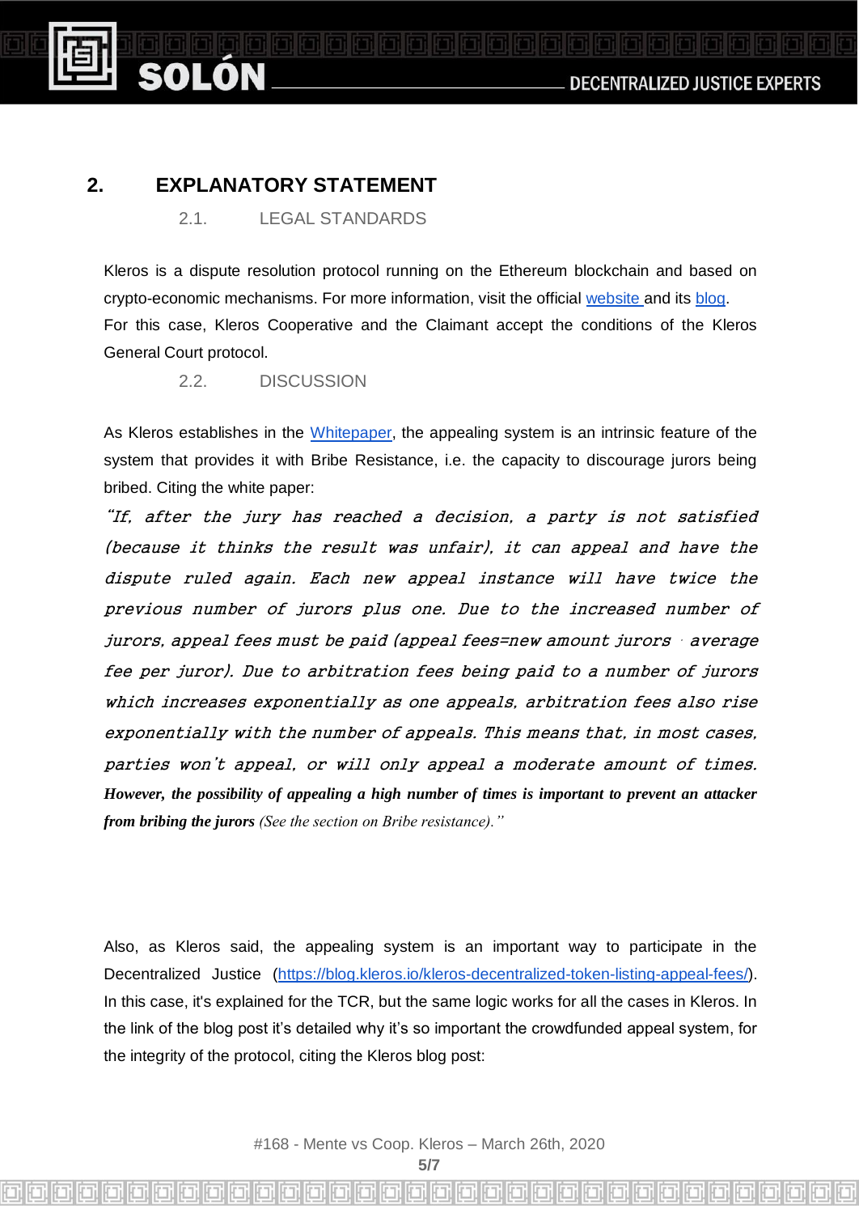## 2. EXPLANATORY STATEMENT

### 2.1. LEGAL STANDARDS

Kleros is a dispute resolution protocol running on the Ethereum blockchain and based on crypto-economic mechanisms. For more information, visit the official [website](#) and its [blog](#).
For this case, Kleros Cooperative and the Claimant accept the conditions of the Kleros General Court protocol.

### 2.2. DISCUSSION

As Kleros establishes in the [Whitepaper](#), the appealing system is an intrinsic feature of the system that provides it with Bribe Resistance, i.e. the capacity to discourage jurors being bribed. Citing the white paper:

*"If, after the jury has reached a decision, a party is not satisfied (because it thinks the result was unfair), it can appeal and have the dispute ruled again. Each new appeal instance will have twice the previous number of jurors plus one. Due to the increased number of jurors, appeal fees must be paid (appeal fees=new amount jurors · average fee per juror). Due to arbitration fees being paid to a number of jurors which increases exponentially as one appeals, arbitration fees also rise exponentially with the number of appeals. This means that, in most cases, parties won't appeal, or will only appeal a moderate amount of times.* ***However, the possibility of appealing a high number of times is important to prevent an attacker from bribing the jurors*** *(See the section on Bribe resistance)."*

Also, as Kleros said, the appealing system is an important way to participate in the Decentralized Justice (https://blog.kleros.io/kleros-decentralized-token-listing-appeal-fees/). In this case, it's explained for the TCR, but the same logic works for all the cases in Kleros. In the link of the blog post it's detailed why it's so important the crowdfunded appeal system, for the integrity of the protocol, citing the Kleros blog post: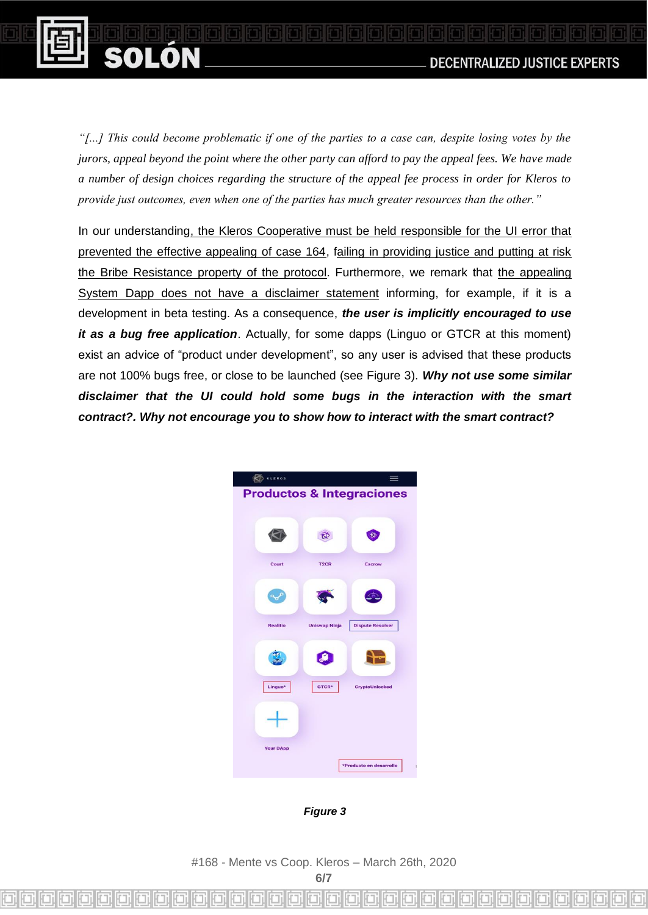*"[...] This could become problematic if one of the parties to a case can, despite losing votes by the jurors, appeal beyond the point where the other party can afford to pay the appeal fees. We have made a number of design choices regarding the structure of the appeal fee process in order for Kleros to provide just outcomes, even when one of the parties has much greater resources than the other."*

In our understanding, the Kleros Cooperative must be held responsible for the UI error that prevented the effective appealing of case 164, failing in providing justice and putting at risk the Bribe Resistance property of the protocol. Furthermore, we remark that the appealing System Dapp does not have a disclaimer statement informing, for example, if it is a development in beta testing. As a consequence, ***the user is implicitly encouraged to use it as a bug free application***. Actually, for some dapps (Linguo or GTCR at this moment) exist an advice of "product under development", so any user is advised that these products are not 100% bugs free, or close to be launched (see Figure 3). ***Why not use some similar disclaimer that the UI could hold some bugs in the interaction with the smart contract?. Why not encourage you to show how to interact with the smart contract?***

***Figure 3***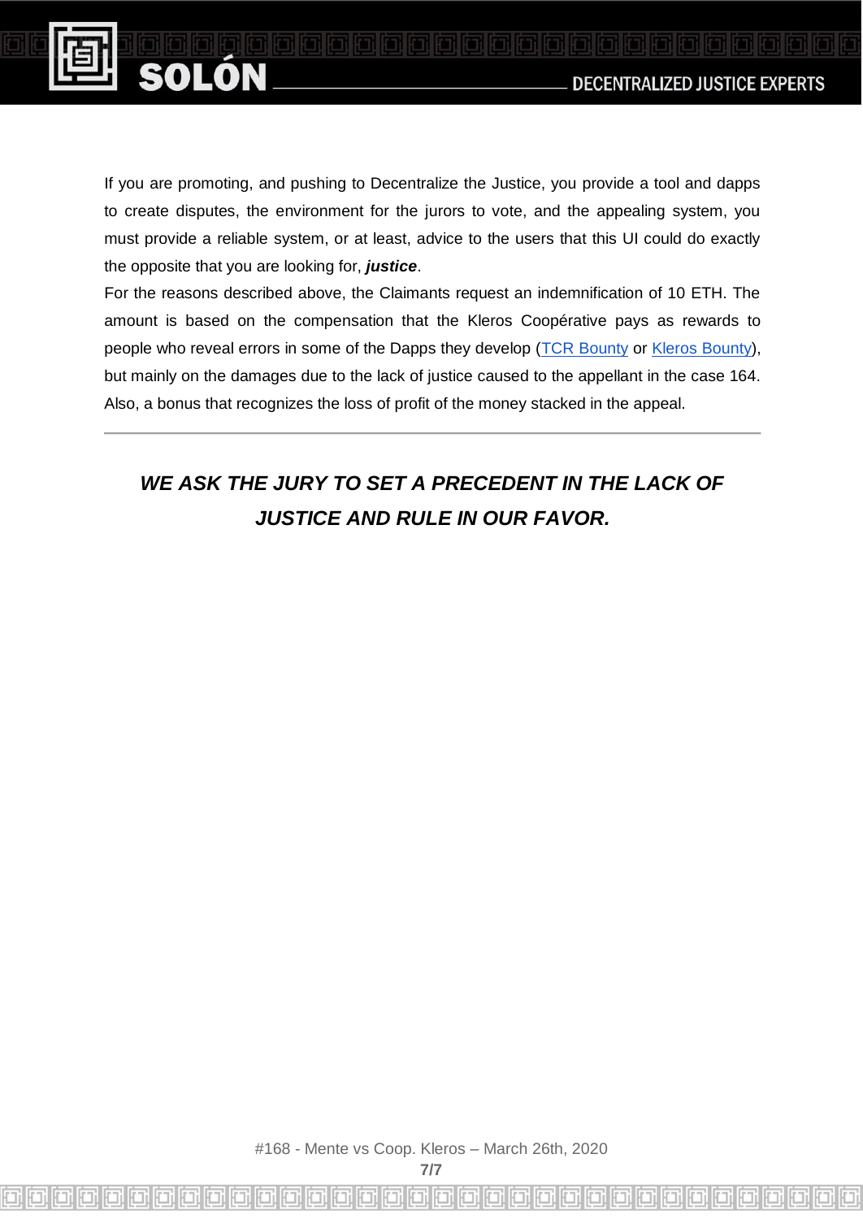If you are promoting, and pushing to Decentralize the Justice, you provide a tool and dapps to create disputes, the environment for the jurors to vote, and the appealing system, you must provide a reliable system, or at least, advice to the users that this UI could do exactly the opposite that you are looking for, ***justice***.

For the reasons described above, the Claimants request an indemnification of 10 ETH. The amount is based on the compensation that the Kleros Coopérative pays as rewards to people who reveal errors in some of the Dapps they develop (TCR Bounty or Kleros Bounty), but mainly on the damages due to the lack of justice caused to the appellant in the case 164. Also, a bonus that recognizes the loss of profit of the money stacked in the appeal.

---

***WE ASK THE JURY TO SET A PRECEDENT IN THE LACK OF JUSTICE AND RULE IN OUR FAVOR.***